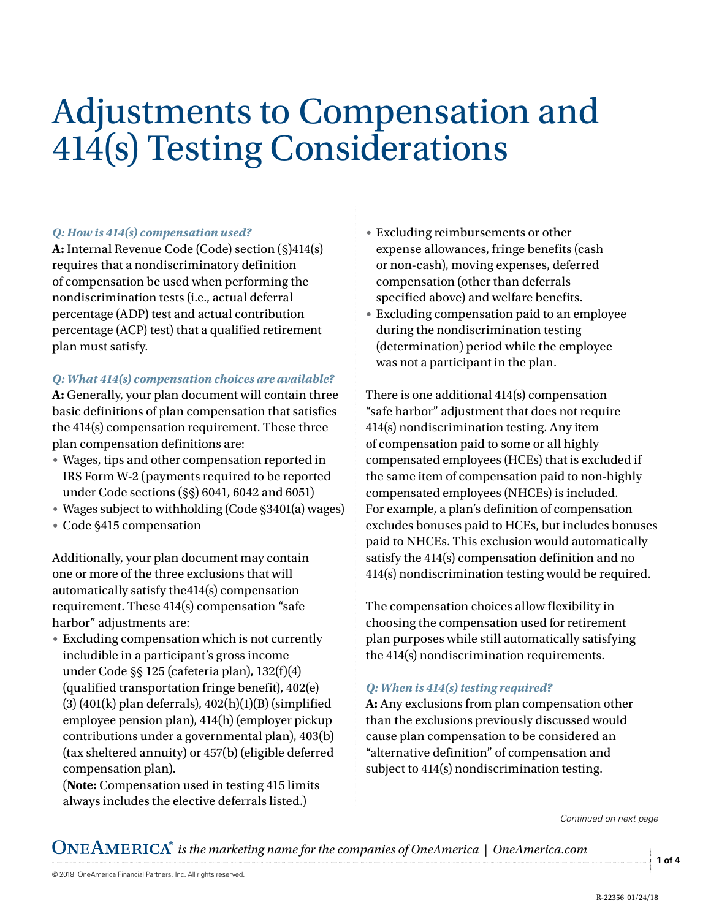# Adjustments to Compensation and 414(s) Testing Considerations

***Q: How is 414(s) compensation used?***

**A:** Internal Revenue Code (Code) section (§)414(s) requires that a nondiscriminatory definition of compensation be used when performing the nondiscrimination tests (i.e., actual deferral percentage (ADP) test and actual contribution percentage (ACP) test) that a qualified retirement plan must satisfy.

***Q: What 414(s) compensation choices are available?***

**A:** Generally, your plan document will contain three basic definitions of plan compensation that satisfies the 414(s) compensation requirement. These three plan compensation definitions are:

- Wages, tips and other compensation reported in IRS Form W-2 (payments required to be reported under Code sections (§§) 6041, 6042 and 6051)
- Wages subject to withholding (Code §3401(a) wages)
- Code §415 compensation

Additionally, your plan document may contain one or more of the three exclusions that will automatically satisfy the414(s) compensation requirement. These 414(s) compensation "safe harbor" adjustments are:

- Excluding compensation which is not currently includible in a participant's gross income under Code §§ 125 (cafeteria plan), 132(f)(4) (qualified transportation fringe benefit), 402(e)(3) (401(k) plan deferrals), 402(h)(1)(B) (simplified employee pension plan), 414(h) (employer pickup contributions under a governmental plan), 403(b) (tax sheltered annuity) or 457(b) (eligible deferred compensation plan).
  (**Note:** Compensation used in testing 415 limits always includes the elective deferrals listed.)
- Excluding reimbursements or other expense allowances, fringe benefits (cash or non-cash), moving expenses, deferred compensation (other than deferrals specified above) and welfare benefits.
- Excluding compensation paid to an employee during the nondiscrimination testing (determination) period while the employee was not a participant in the plan.

There is one additional 414(s) compensation "safe harbor" adjustment that does not require 414(s) nondiscrimination testing. Any item of compensation paid to some or all highly compensated employees (HCEs) that is excluded if the same item of compensation paid to non-highly compensated employees (NHCEs) is included. For example, a plan's definition of compensation excludes bonuses paid to HCEs, but includes bonuses paid to NHCEs. This exclusion would automatically satisfy the 414(s) compensation definition and no 414(s) nondiscrimination testing would be required.

The compensation choices allow flexibility in choosing the compensation used for retirement plan purposes while still automatically satisfying the 414(s) nondiscrimination requirements.

***Q: When is 414(s) testing required?***

**A:** Any exclusions from plan compensation other than the exclusions previously discussed would cause plan compensation to be considered an "alternative definition" of compensation and subject to 414(s) nondiscrimination testing.

*Continued on next page*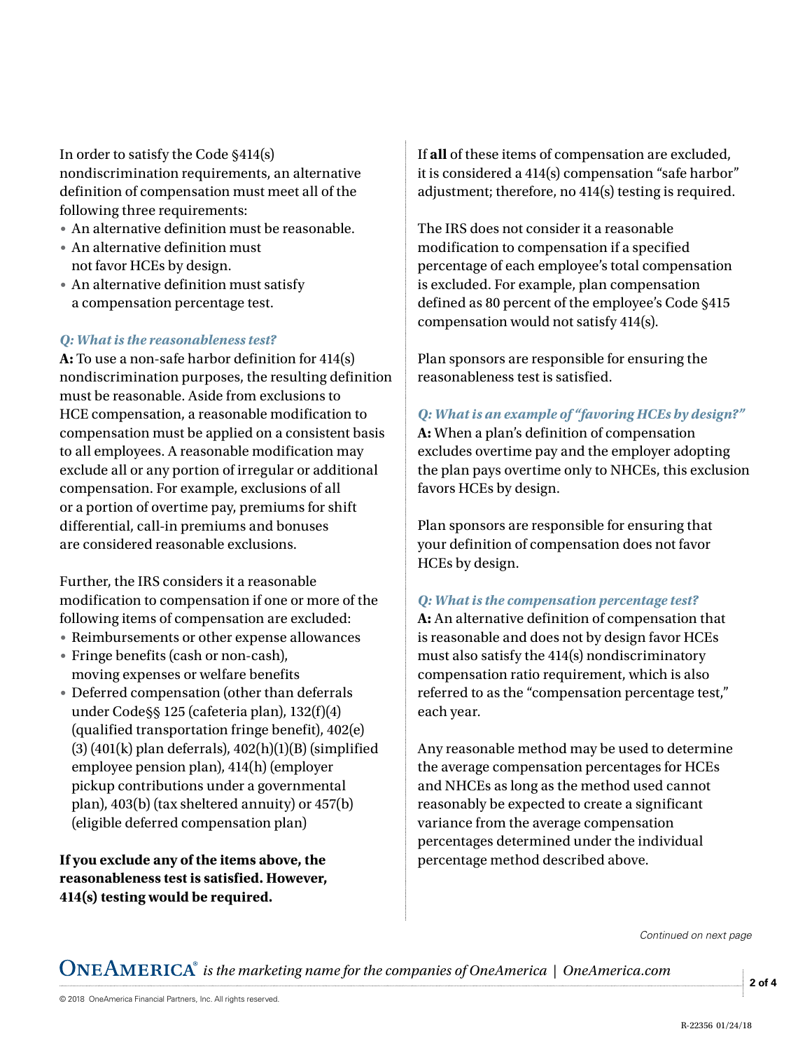In order to satisfy the Code §414(s) nondiscrimination requirements, an alternative definition of compensation must meet all of the following three requirements:

- An alternative definition must be reasonable.
- An alternative definition must not favor HCEs by design.
- An alternative definition must satisfy a compensation percentage test.

***Q: What is the reasonableness test?***

**A:** To use a non-safe harbor definition for 414(s) nondiscrimination purposes, the resulting definition must be reasonable. Aside from exclusions to HCE compensation, a reasonable modification to compensation must be applied on a consistent basis to all employees. A reasonable modification may exclude all or any portion of irregular or additional compensation. For example, exclusions of all or a portion of overtime pay, premiums for shift differential, call-in premiums and bonuses are considered reasonable exclusions.

Further, the IRS considers it a reasonable modification to compensation if one or more of the following items of compensation are excluded:

- Reimbursements or other expense allowances
- Fringe benefits (cash or non-cash), moving expenses or welfare benefits
- Deferred compensation (other than deferrals under Code§§ 125 (cafeteria plan), 132(f)(4) (qualified transportation fringe benefit), 402(e)(3) (401(k) plan deferrals), 402(h)(1)(B) (simplified employee pension plan), 414(h) (employer pickup contributions under a governmental plan), 403(b) (tax sheltered annuity) or 457(b) (eligible deferred compensation plan)

**If you exclude any of the items above, the reasonableness test is satisfied. However, 414(s) testing would be required.**

If **all** of these items of compensation are excluded, it is considered a 414(s) compensation "safe harbor" adjustment; therefore, no 414(s) testing is required.

The IRS does not consider it a reasonable modification to compensation if a specified percentage of each employee's total compensation is excluded. For example, plan compensation defined as 80 percent of the employee's Code §415 compensation would not satisfy 414(s).

Plan sponsors are responsible for ensuring the reasonableness test is satisfied.

***Q: What is an example of "favoring HCEs by design?"***

**A:** When a plan's definition of compensation excludes overtime pay and the employer adopting the plan pays overtime only to NHCEs, this exclusion favors HCEs by design.

Plan sponsors are responsible for ensuring that your definition of compensation does not favor HCEs by design.

***Q: What is the compensation percentage test?***

**A:** An alternative definition of compensation that is reasonable and does not by design favor HCEs must also satisfy the 414(s) nondiscriminatory compensation ratio requirement, which is also referred to as the "compensation percentage test," each year.

Any reasonable method may be used to determine the average compensation percentages for HCEs and NHCEs as long as the method used cannot reasonably be expected to create a significant variance from the average compensation percentages determined under the individual percentage method described above.

*Continued on next page*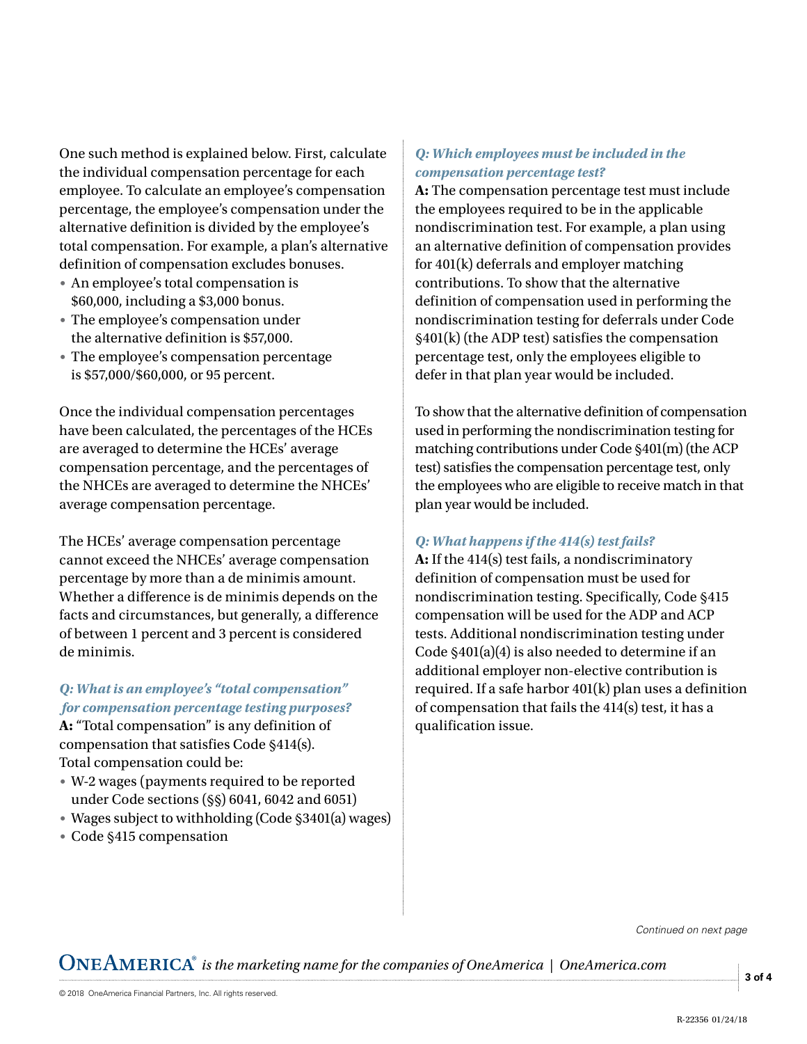One such method is explained below. First, calculate the individual compensation percentage for each employee. To calculate an employee's compensation percentage, the employee's compensation under the alternative definition is divided by the employee's total compensation. For example, a plan's alternative definition of compensation excludes bonuses.

- An employee's total compensation is $60,000, including a $3,000 bonus.
- The employee's compensation under the alternative definition is $57,000.
- The employee's compensation percentage is $57,000/$60,000, or 95 percent.

Once the individual compensation percentages have been calculated, the percentages of the HCEs are averaged to determine the HCEs' average compensation percentage, and the percentages of the NHCEs are averaged to determine the NHCEs' average compensation percentage.

The HCEs' average compensation percentage cannot exceed the NHCEs' average compensation percentage by more than a de minimis amount. Whether a difference is de minimis depends on the facts and circumstances, but generally, a difference of between 1 percent and 3 percent is considered de minimis.

### *Q: What is an employee's "total compensation" for compensation percentage testing purposes?*

**A:** "Total compensation" is any definition of compensation that satisfies Code §414(s). Total compensation could be:

- W-2 wages (payments required to be reported under Code sections (§§) 6041, 6042 and 6051)
- Wages subject to withholding (Code §3401(a) wages)
- Code §415 compensation

### *Q: Which employees must be included in the compensation percentage test?*

**A:** The compensation percentage test must include the employees required to be in the applicable nondiscrimination test. For example, a plan using an alternative definition of compensation provides for 401(k) deferrals and employer matching contributions. To show that the alternative definition of compensation used in performing the nondiscrimination testing for deferrals under Code §401(k) (the ADP test) satisfies the compensation percentage test, only the employees eligible to defer in that plan year would be included.

To show that the alternative definition of compensation used in performing the nondiscrimination testing for matching contributions under Code §401(m) (the ACP test) satisfies the compensation percentage test, only the employees who are eligible to receive match in that plan year would be included.

### *Q: What happens if the 414(s) test fails?*

**A:** If the 414(s) test fails, a nondiscriminatory definition of compensation must be used for nondiscrimination testing. Specifically, Code §415 compensation will be used for the ADP and ACP tests. Additional nondiscrimination testing under Code §401(a)(4) is also needed to determine if an additional employer non-elective contribution is required. If a safe harbor 401(k) plan uses a definition of compensation that fails the 414(s) test, it has a qualification issue.

*Continued on next page*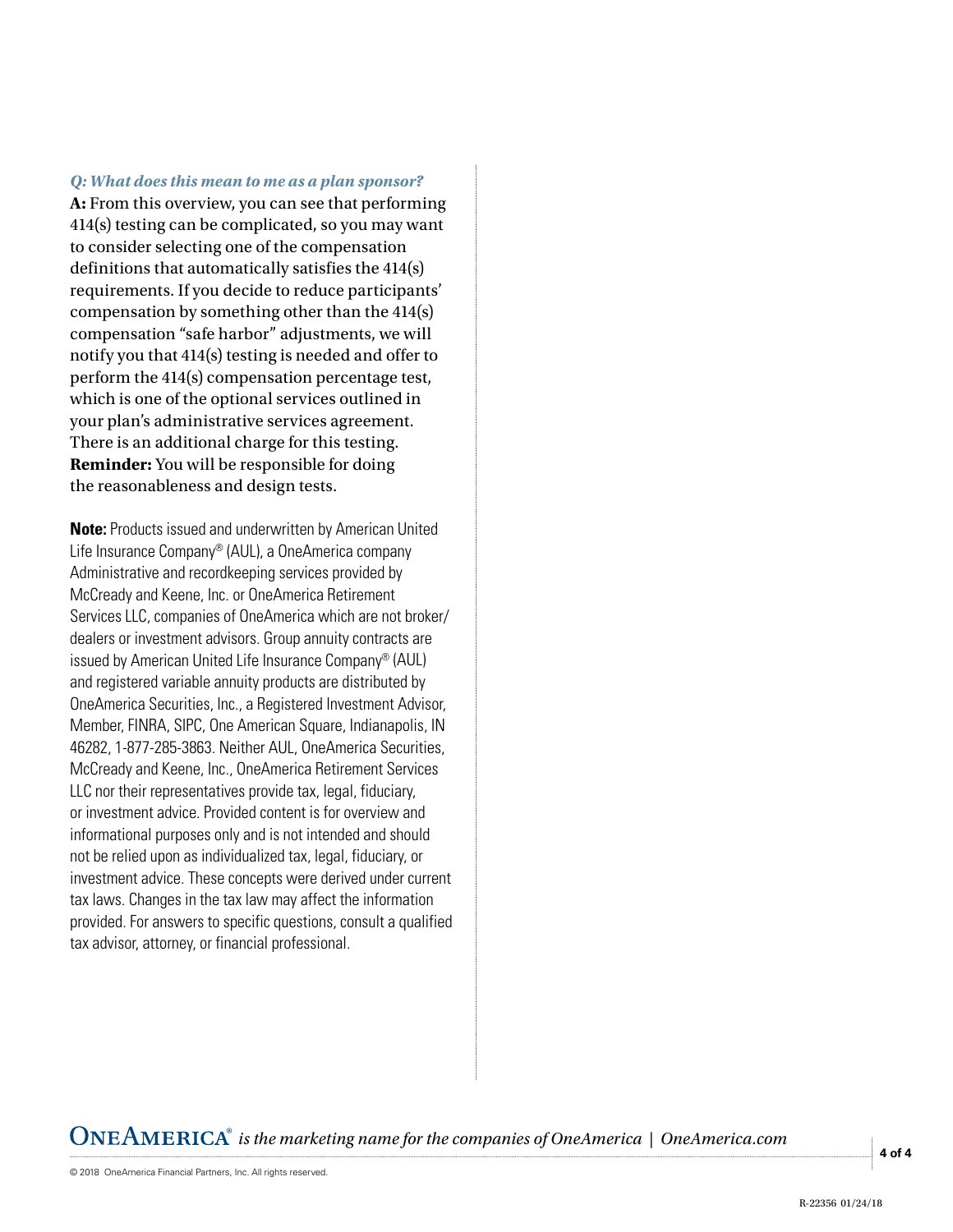***Q: What does this mean to me as a plan sponsor?***

**A:** From this overview, you can see that performing 414(s) testing can be complicated, so you may want to consider selecting one of the compensation definitions that automatically satisfies the 414(s) requirements. If you decide to reduce participants' compensation by something other than the 414(s) compensation "safe harbor" adjustments, we will notify you that 414(s) testing is needed and offer to perform the 414(s) compensation percentage test, which is one of the optional services outlined in your plan's administrative services agreement. There is an additional charge for this testing. **Reminder:** You will be responsible for doing the reasonableness and design tests.

**Note:** Products issued and underwritten by American United Life Insurance Company® (AUL), a OneAmerica company Administrative and recordkeeping services provided by McCready and Keene, Inc. or OneAmerica Retirement Services LLC, companies of OneAmerica which are not broker/dealers or investment advisors. Group annuity contracts are issued by American United Life Insurance Company® (AUL) and registered variable annuity products are distributed by OneAmerica Securities, Inc., a Registered Investment Advisor, Member, FINRA, SIPC, One American Square, Indianapolis, IN 46282, 1-877-285-3863. Neither AUL, OneAmerica Securities, McCready and Keene, Inc., OneAmerica Retirement Services LLC nor their representatives provide tax, legal, fiduciary, or investment advice. Provided content is for overview and informational purposes only and is not intended and should not be relied upon as individualized tax, legal, fiduciary, or investment advice. These concepts were derived under current tax laws. Changes in the tax law may affect the information provided. For answers to specific questions, consult a qualified tax advisor, attorney, or financial professional.

ONEAMERICA® *is the marketing name for the companies of OneAmerica | OneAmerica.com*

© 2018 OneAmerica Financial Partners, Inc. All rights reserved.

R-22356 01/24/18